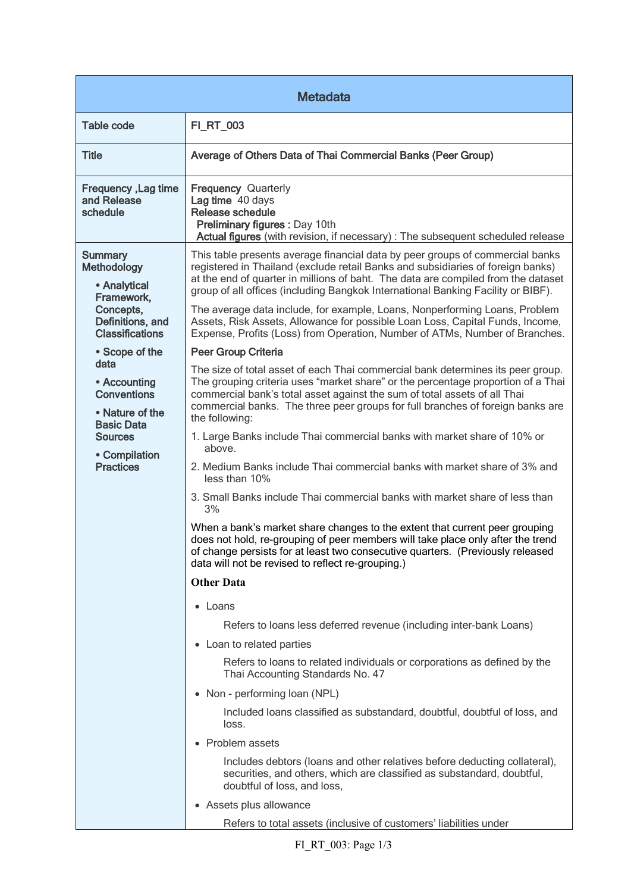| Metadata | |
|---|---|
| Table code | **FI_RT_003** |
| Title | **Average of Others Data of Thai Commercial Banks (Peer Group)** |
| Frequency ,Lag time and Release schedule | **Frequency** Quarterly<br>**Lag time** 40 days<br>**Release schedule**<br>**Preliminary figures :** Day 10th<br>**Actual figures** (with revision, if necessary) : The subsequent scheduled release |
| Summary Methodology<br>• Analytical Framework, Concepts, Definitions, and Classifications<br>• Scope of the data<br>• Accounting Conventions<br>• Nature of the Basic Data Sources<br>• Compilation Practices | This table presents average financial data by peer groups of commercial banks registered in Thailand (exclude retail Banks and subsidiaries of foreign banks) at the end of quarter in millions of baht. The data are compiled from the dataset group of all offices (including Bangkok International Banking Facility or BIBF).<br><br>The average data include, for example, Loans, Nonperforming Loans, Problem Assets, Risk Assets, Allowance for possible Loan Loss, Capital Funds, Income, Expense, Profits (Loss) from Operation, Number of ATMs, Number of Branches.<br><br>**Peer Group Criteria**<br><br>The size of total asset of each Thai commercial bank determines its peer group. The grouping criteria uses "market share" or the percentage proportion of a Thai commercial bank's total asset against the sum of total assets of all Thai commercial banks. The three peer groups for full branches of foreign banks are the following:<br><br>1. Large Banks include Thai commercial banks with market share of 10% or above.<br>2. Medium Banks include Thai commercial banks with market share of 3% and less than 10%<br>3. Small Banks include Thai commercial banks with market share of less than 3%<br><br>When a bank's market share changes to the extent that current peer grouping does not hold, re-grouping of peer members will take place only after the trend of change persists for at least two consecutive quarters. (Previously released data will not be revised to reflect re-grouping.)<br><br>**Other Data**<br><br>• Loans<br>Refers to loans less deferred revenue (including inter-bank Loans)<br><br>• Loan to related parties<br>Refers to loans to related individuals or corporations as defined by the Thai Accounting Standards No. 47<br><br>• Non - performing loan (NPL)<br>Included loans classified as substandard, doubtful, doubtful of loss, and loss.<br><br>• Problem assets<br>Includes debtors (loans and other relatives before deducting collateral), securities, and others, which are classified as substandard, doubtful, doubtful of loss, and loss,<br><br>• Assets plus allowance<br>Refers to total assets (inclusive of customers' liabilities under |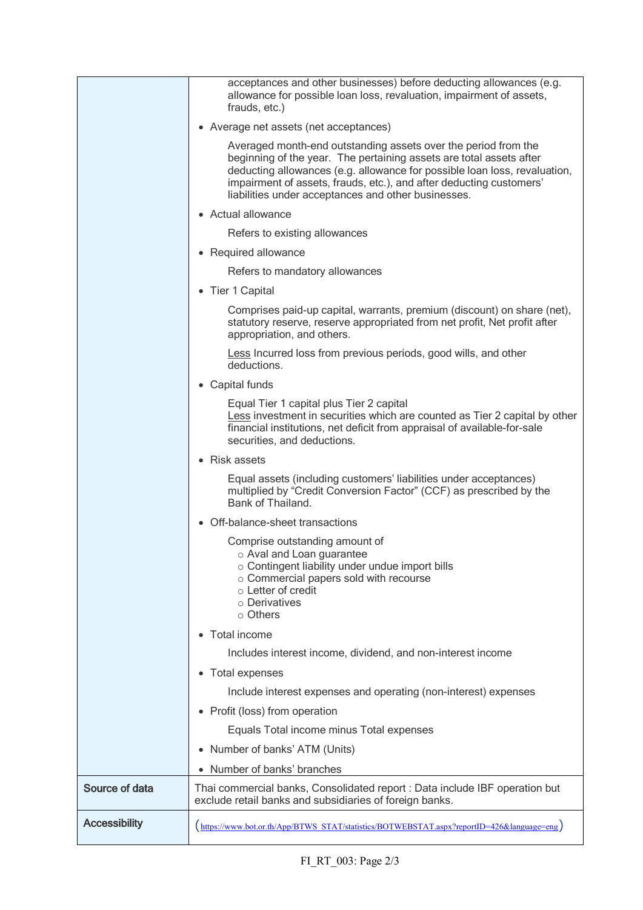| | |
|---|---|
| | acceptances and other businesses) before deducting allowances (e.g. allowance for possible loan loss, revaluation, impairment of assets, frauds, etc.)<br><br>• Average net assets (net acceptances)<br><br>Averaged month-end outstanding assets over the period from the beginning of the year. The pertaining assets are total assets after deducting allowances (e.g. allowance for possible loan loss, revaluation, impairment of assets, frauds, etc.), and after deducting customers' liabilities under acceptances and other businesses.<br><br>• Actual allowance<br><br>Refers to existing allowances<br><br>• Required allowance<br><br>Refers to mandatory allowances<br><br>• Tier 1 Capital<br><br>Comprises paid-up capital, warrants, premium (discount) on share (net), statutory reserve, reserve appropriated from net profit, Net profit after appropriation, and others.<br><br><u>Less</u> Incurred loss from previous periods, good wills, and other deductions.<br><br>• Capital funds<br><br>Equal Tier 1 capital plus Tier 2 capital<br><u>Less</u> investment in securities which are counted as Tier 2 capital by other financial institutions, net deficit from appraisal of available-for-sale securities, and deductions.<br><br>• Risk assets<br><br>Equal assets (including customers' liabilities under acceptances) multiplied by "Credit Conversion Factor" (CCF) as prescribed by the Bank of Thailand.<br><br>• Off-balance-sheet transactions<br><br>Comprise outstanding amount of<br>○ Aval and Loan guarantee<br>○ Contingent liability under undue import bills<br>○ Commercial papers sold with recourse<br>○ Letter of credit<br>○ Derivatives<br>○ Others<br><br>• Total income<br><br>Includes interest income, dividend, and non-interest income<br><br>• Total expenses<br><br>Include interest expenses and operating (non-interest) expenses<br><br>• Profit (loss) from operation<br><br>Equals Total income minus Total expenses<br><br>• Number of banks' ATM (Units)<br><br>• Number of banks' branches |
| **Source of data** | Thai commercial banks, Consolidated report : Data include IBF operation but exclude retail banks and subsidiaries of foreign banks. |
| **Accessibility** | (https://www.bot.or.th/App/BTWS_STAT/statistics/BOTWEBSTAT.aspx?reportID=426&language=eng) |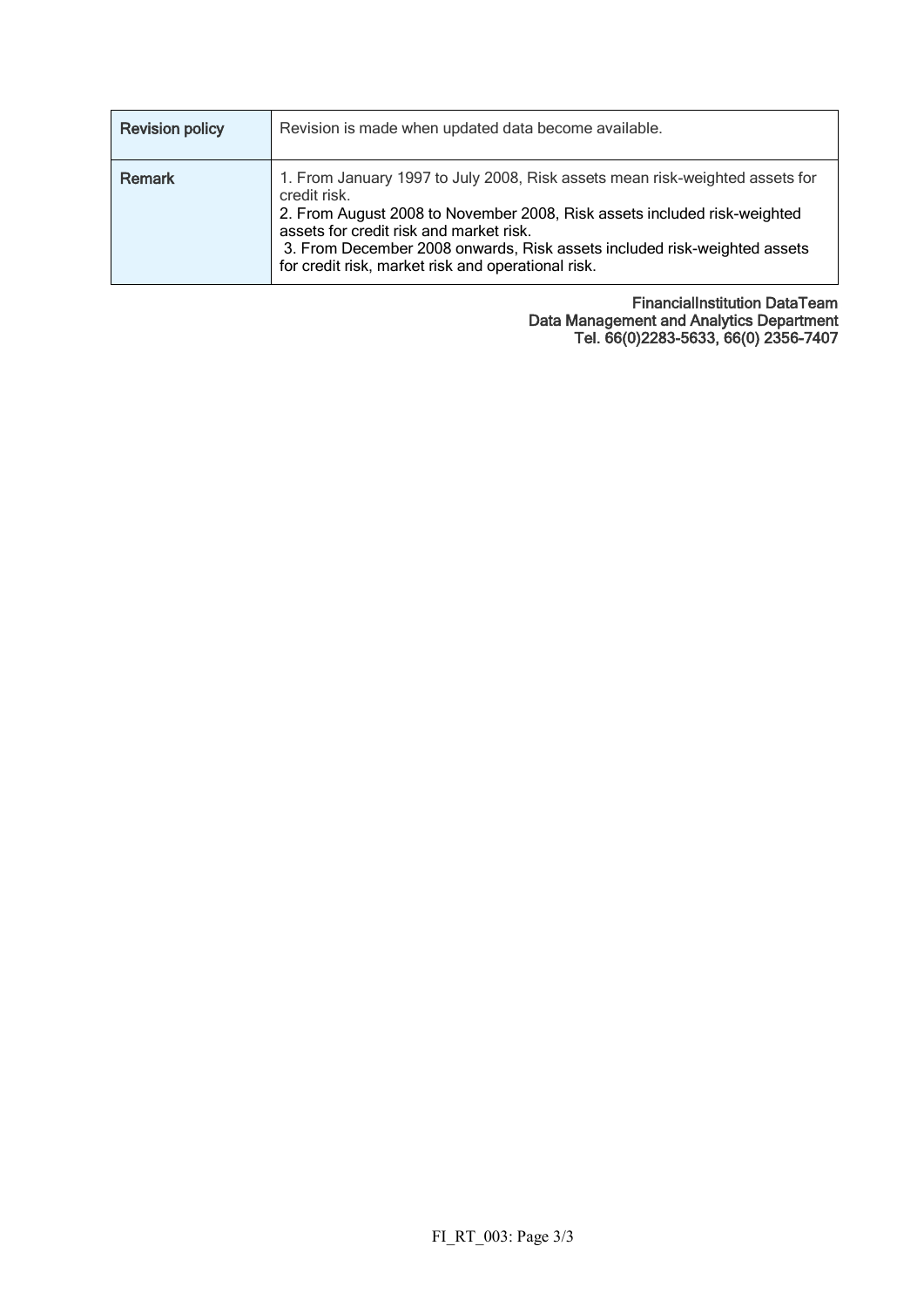| | |
|---|---|
| **Revision policy** | Revision is made when updated data become available. |
| **Remark** | 1. From January 1997 to July 2008, Risk assets mean risk-weighted assets for credit risk.<br>2. From August 2008 to November 2008, Risk assets included risk-weighted assets for credit risk and market risk.<br>3. From December 2008 onwards, Risk assets included risk-weighted assets for credit risk, market risk and operational risk. |

**FinancialInstitution DataTeam**
**Data Management and Analytics Department**
**Tel. 66(0)2283-5633, 66(0) 2356-7407**